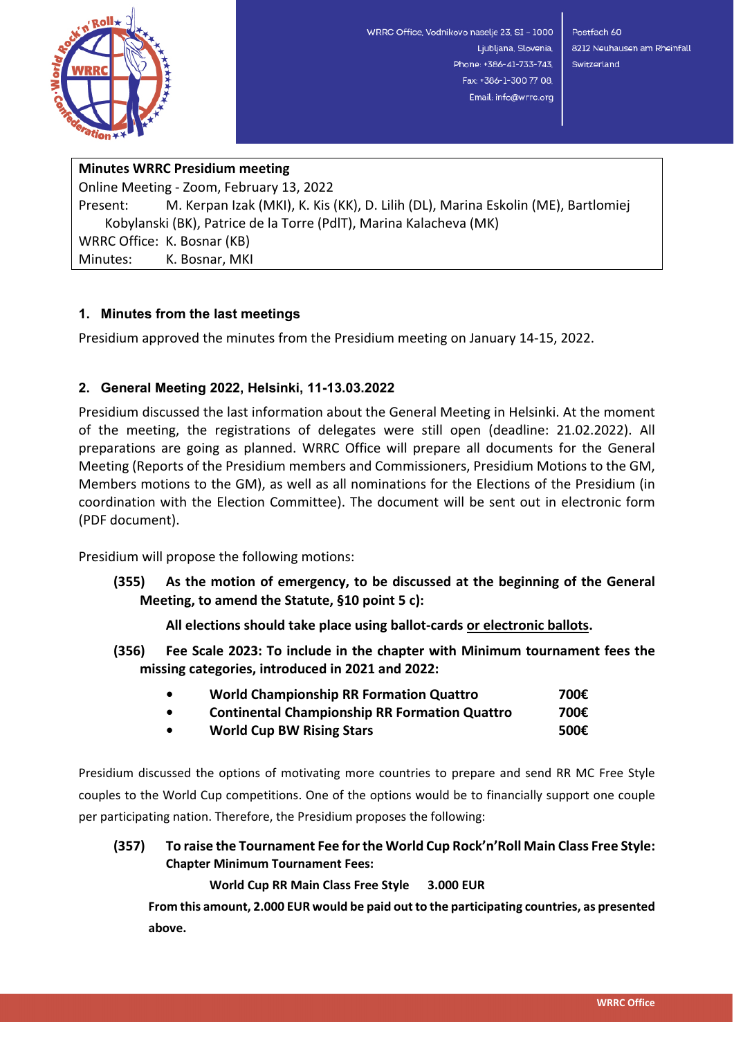WRRC Office, Vodnikovo naselje 23, SI – 1000 Ljubljana, Slovenia, Phone: +386-41-733-743, Fax: +386-1-300 77 08, Email: info@wrrc.org

Postfach 60 8212 Neuhausen am Rheinfall Switzerland

**Minutes WRRC Presidium meeting**
Online Meeting - Zoom, February 13, 2022
Present: M. Kerpan Izak (MKI), K. Kis (KK), D. Lilih (DL), Marina Eskolin (ME), Bartlomiej Kobylanski (BK), Patrice de la Torre (PdlT), Marina Kalacheva (MK)
WRRC Office: K. Bosnar (KB)
Minutes: K. Bosnar, MKI

## 1. Minutes from the last meetings

Presidium approved the minutes from the Presidium meeting on January 14-15, 2022.

## 2. General Meeting 2022, Helsinki, 11-13.03.2022

Presidium discussed the last information about the General Meeting in Helsinki. At the moment of the meeting, the registrations of delegates were still open (deadline: 21.02.2022). All preparations are going as planned. WRRC Office will prepare all documents for the General Meeting (Reports of the Presidium members and Commissioners, Presidium Motions to the GM, Members motions to the GM), as well as all nominations for the Elections of the Presidium (in coordination with the Election Committee). The document will be sent out in electronic form (PDF document).

Presidium will propose the following motions:

**(355) As the motion of emergency, to be discussed at the beginning of the General Meeting, to amend the Statute, §10 point 5 c):**

**All elections should take place using ballot-cards <u>or electronic ballots</u>.**

**(356) Fee Scale 2023: To include in the chapter with Minimum tournament fees the missing categories, introduced in 2021 and 2022:**

- **World Championship RR Formation Quattro 700€**
- **Continental Championship RR Formation Quattro 700€**
- **World Cup BW Rising Stars 500€**

Presidium discussed the options of motivating more countries to prepare and send RR MC Free Style couples to the World Cup competitions. One of the options would be to financially support one couple per participating nation. Therefore, the Presidium proposes the following:

**(357) To raise the Tournament Fee for the World Cup Rock'n'Roll Main Class Free Style: Chapter Minimum Tournament Fees:**

**World Cup RR Main Class Free Style 3.000 EUR**

**From this amount, 2.000 EUR would be paid out to the participating countries, as presented above.**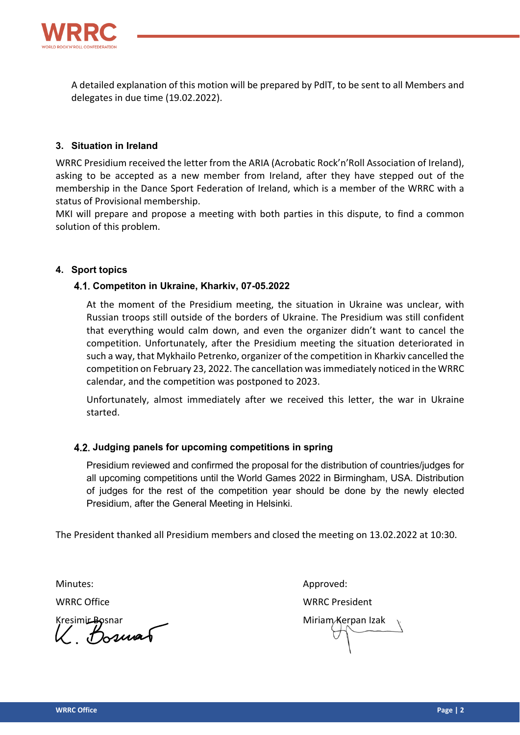A detailed explanation of this motion will be prepared by PdlT, to be sent to all Members and delegates in due time (19.02.2022).

## 3. Situation in Ireland

WRRC Presidium received the letter from the ARIA (Acrobatic Rock'n'Roll Association of Ireland), asking to be accepted as a new member from Ireland, after they have stepped out of the membership in the Dance Sport Federation of Ireland, which is a member of the WRRC with a status of Provisional membership.
MKI will prepare and propose a meeting with both parties in this dispute, to find a common solution of this problem.

## 4. Sport topics

### 4.1. Competiton in Ukraine, Kharkiv, 07-05.2022

At the moment of the Presidium meeting, the situation in Ukraine was unclear, with Russian troops still outside of the borders of Ukraine. The Presidium was still confident that everything would calm down, and even the organizer didn't want to cancel the competition. Unfortunately, after the Presidium meeting the situation deteriorated in such a way, that Mykhailo Petrenko, organizer of the competition in Kharkiv cancelled the competition on February 23, 2022. The cancellation was immediately noticed in the WRRC calendar, and the competition was postponed to 2023.

Unfortunately, almost immediately after we received this letter, the war in Ukraine started.

### 4.2. Judging panels for upcoming competitions in spring

Presidium reviewed and confirmed the proposal for the distribution of countries/judges for all upcoming competitions until the World Games 2022 in Birmingham, USA. Distribution of judges for the rest of the competition year should be done by the newly elected Presidium, after the General Meeting in Helsinki.

The President thanked all Presidium members and closed the meeting on 13.02.2022 at 10:30.

| | |
|---|---|
| Minutes: | Approved: |
| WRRC Office | WRRC President |
| Kresimir Bosnar | Miriam Kerpan Izak |